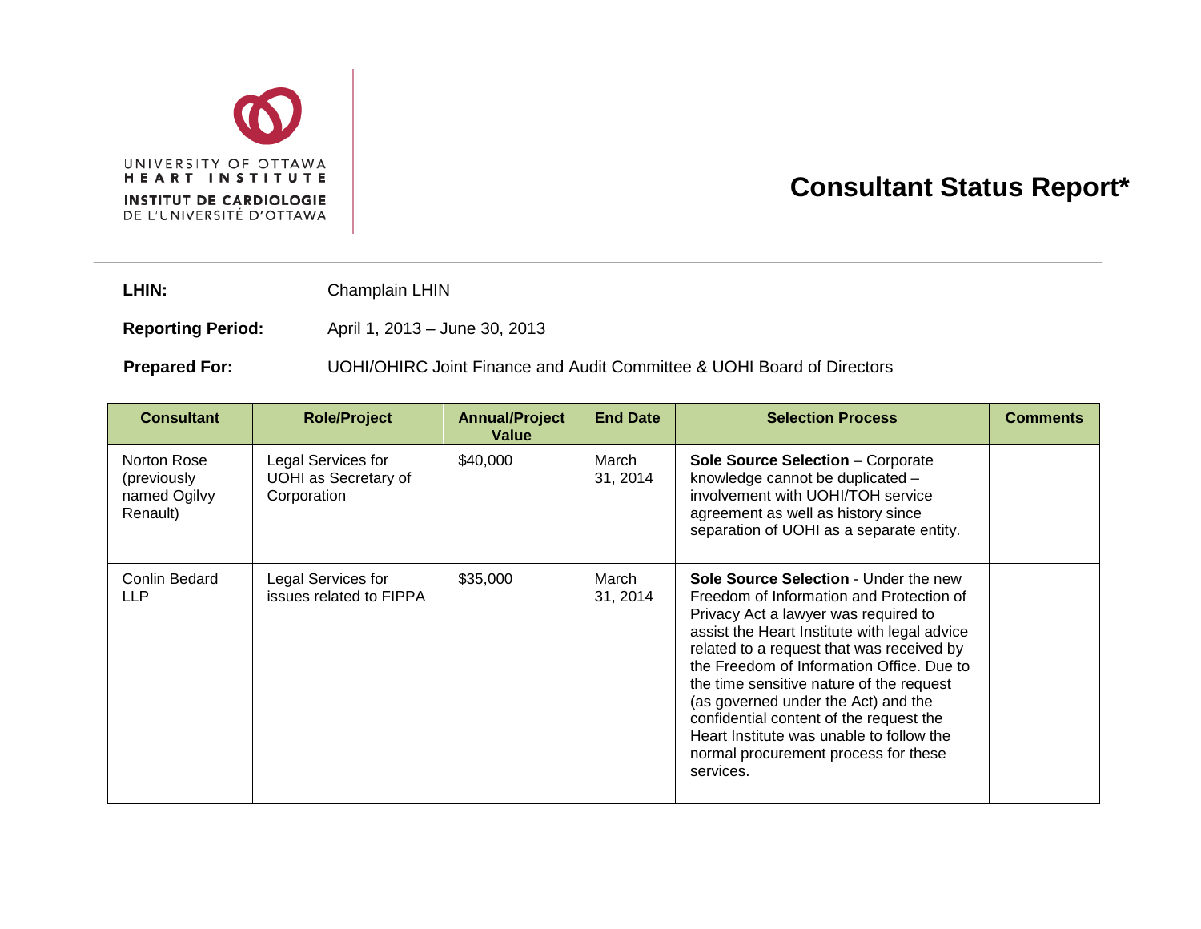UNIVERSITY OF OTTAWA HEART INSTITUTE
INSTITUT DE CARDIOLOGIE DE L'UNIVERSITÉ D'OTTAWA

# Consultant Status Report*

**LHIN:** Champlain LHIN

**Reporting Period:** April 1, 2013 – June 30, 2013

**Prepared For:** UOHI/OHIRC Joint Finance and Audit Committee & UOHI Board of Directors

| Consultant | Role/Project | Annual/Project Value | End Date | Selection Process | Comments |
|---|---|---|---|---|---|
| Norton Rose (previously named Ogilvy Renault) | Legal Services for UOHI as Secretary of Corporation | $40,000 | March 31, 2014 | **Sole Source Selection** – Corporate knowledge cannot be duplicated – involvement with UOHI/TOH service agreement as well as history since separation of UOHI as a separate entity. | |
| Conlin Bedard LLP | Legal Services for issues related to FIPPA | $35,000 | March 31, 2014 | **Sole Source Selection** - Under the new Freedom of Information and Protection of Privacy Act a lawyer was required to assist the Heart Institute with legal advice related to a request that was received by the Freedom of Information Office. Due to the time sensitive nature of the request (as governed under the Act) and the confidential content of the request the Heart Institute was unable to follow the normal procurement process for these services. | |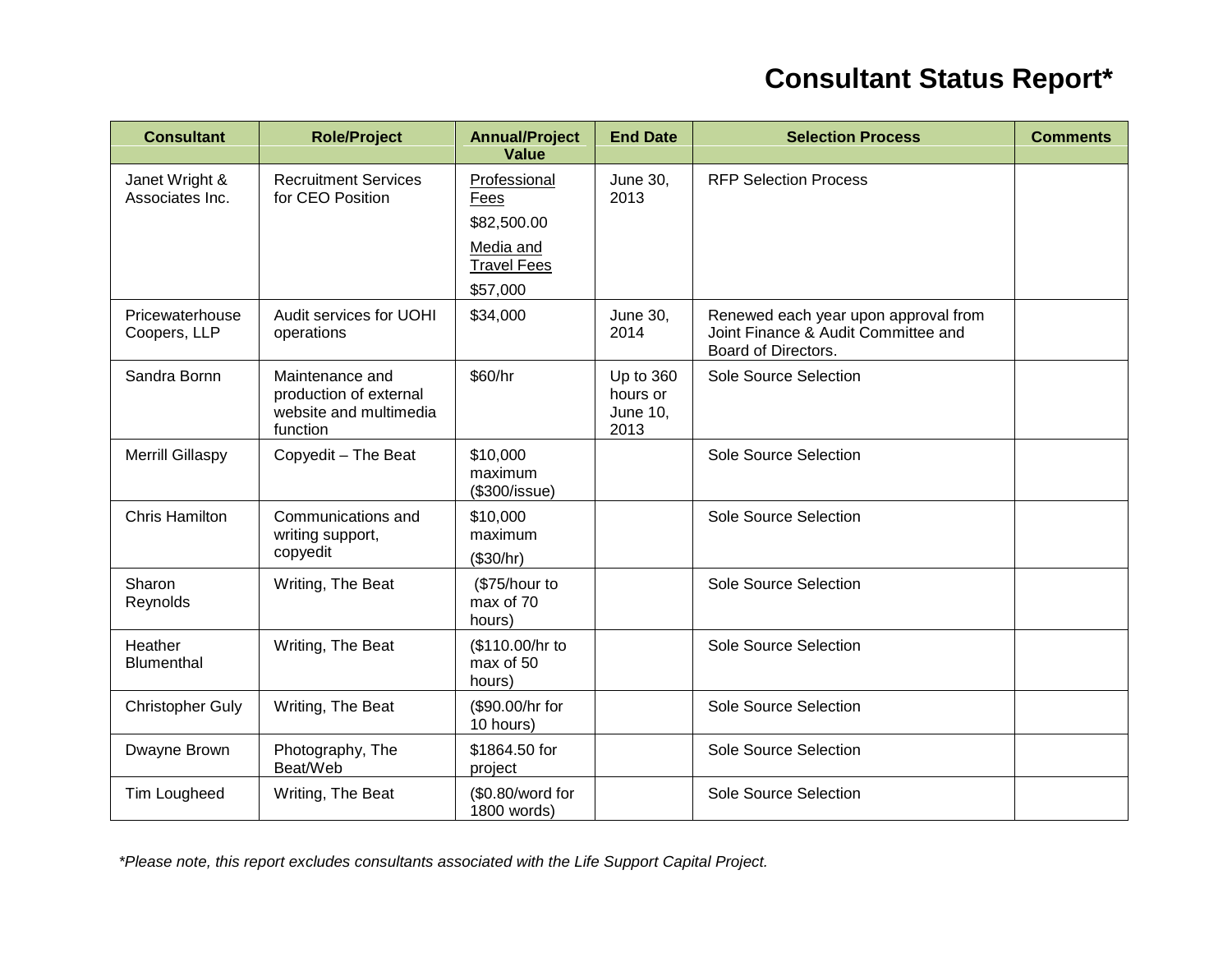# Consultant Status Report*

| Consultant | Role/Project | Annual/Project Value | End Date | Selection Process | Comments |
|---|---|---|---|---|---|
| Janet Wright & Associates Inc. | Recruitment Services for CEO Position | Professional Fees<br>$82,500.00<br>Media and Travel Fees<br>$57,000 | June 30, 2013 | RFP Selection Process | |
| Pricewaterhouse Coopers, LLP | Audit services for UOHI operations | $34,000 | June 30, 2014 | Renewed each year upon approval from Joint Finance & Audit Committee and Board of Directors. | |
| Sandra Bornn | Maintenance and production of external website and multimedia function | $60/hr | Up to 360 hours or June 10, 2013 | Sole Source Selection | |
| Merrill Gillaspy | Copyedit – The Beat | $10,000 maximum ($300/issue) | | Sole Source Selection | |
| Chris Hamilton | Communications and writing support, copyedit | $10,000 maximum<br>($30/hr) | | Sole Source Selection | |
| Sharon Reynolds | Writing, The Beat | ($75/hour to max of 70 hours) | | Sole Source Selection | |
| Heather Blumenthal | Writing, The Beat | ($110.00/hr to max of 50 hours) | | Sole Source Selection | |
| Christopher Guly | Writing, The Beat | ($90.00/hr for 10 hours) | | Sole Source Selection | |
| Dwayne Brown | Photography, The Beat/Web | $1864.50 for project | | Sole Source Selection | |
| Tim Lougheed | Writing, The Beat | ($0.80/word for 1800 words) | | Sole Source Selection | |

*Please note, this report excludes consultants associated with the Life Support Capital Project.*